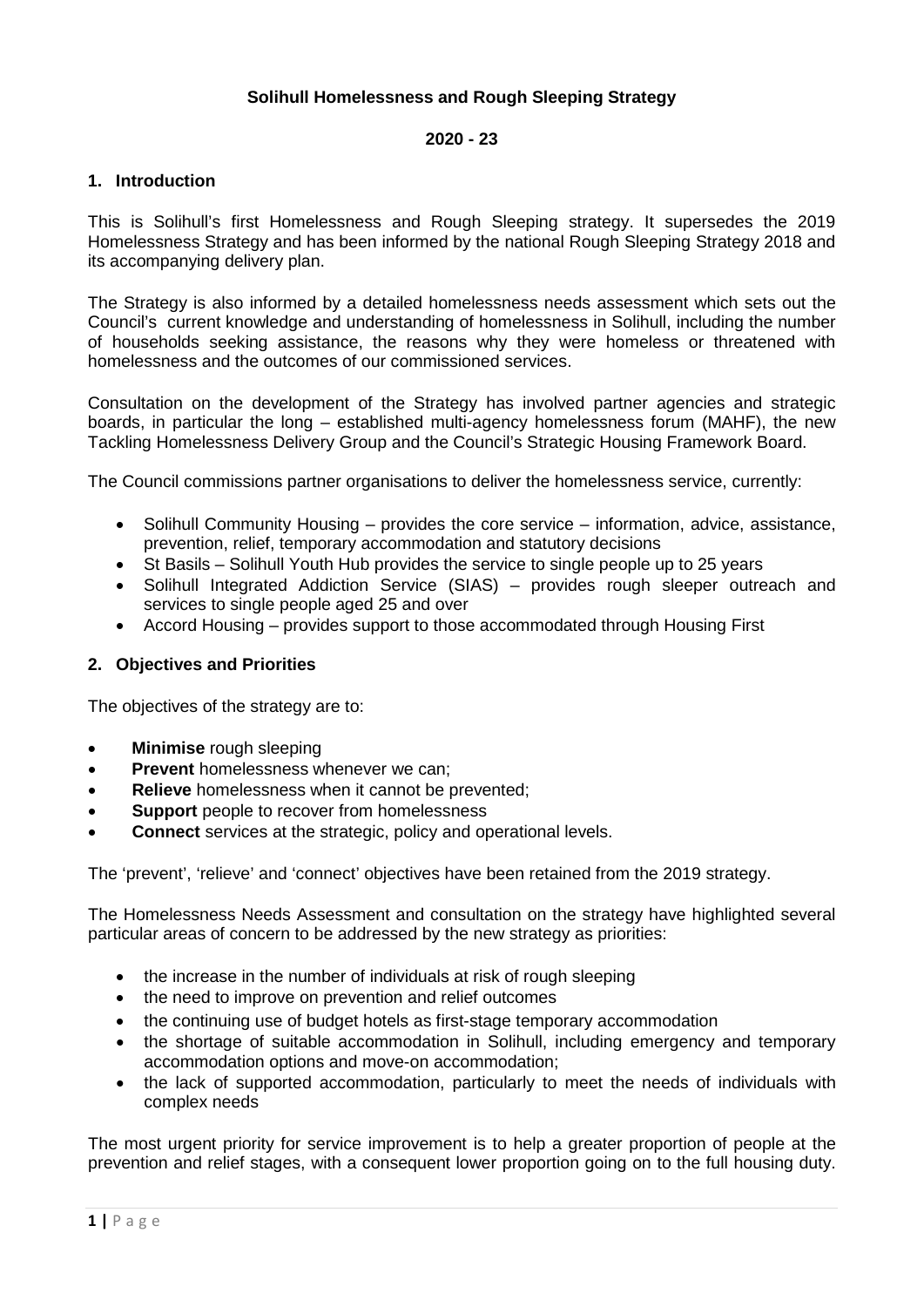# Solihull Homelessness and Rough Sleeping Strategy

**2020 - 23**

## 1. Introduction

This is Solihull's first Homelessness and Rough Sleeping strategy. It supersedes the 2019 Homelessness Strategy and has been informed by the national Rough Sleeping Strategy 2018 and its accompanying delivery plan.

The Strategy is also informed by a detailed homelessness needs assessment which sets out the Council's current knowledge and understanding of homelessness in Solihull, including the number of households seeking assistance, the reasons why they were homeless or threatened with homelessness and the outcomes of our commissioned services.

Consultation on the development of the Strategy has involved partner agencies and strategic boards, in particular the long – established multi-agency homelessness forum (MAHF), the new Tackling Homelessness Delivery Group and the Council's Strategic Housing Framework Board.

The Council commissions partner organisations to deliver the homelessness service, currently:

- Solihull Community Housing – provides the core service – information, advice, assistance, prevention, relief, temporary accommodation and statutory decisions
- St Basils – Solihull Youth Hub provides the service to single people up to 25 years
- Solihull Integrated Addiction Service (SIAS) – provides rough sleeper outreach and services to single people aged 25 and over
- Accord Housing – provides support to those accommodated through Housing First

## 2. Objectives and Priorities

The objectives of the strategy are to:

- **Minimise** rough sleeping
- **Prevent** homelessness whenever we can;
- **Relieve** homelessness when it cannot be prevented;
- **Support** people to recover from homelessness
- **Connect** services at the strategic, policy and operational levels.

The 'prevent', 'relieve' and 'connect' objectives have been retained from the 2019 strategy.

The Homelessness Needs Assessment and consultation on the strategy have highlighted several particular areas of concern to be addressed by the new strategy as priorities:

- the increase in the number of individuals at risk of rough sleeping
- the need to improve on prevention and relief outcomes
- the continuing use of budget hotels as first-stage temporary accommodation
- the shortage of suitable accommodation in Solihull, including emergency and temporary accommodation options and move-on accommodation;
- the lack of supported accommodation, particularly to meet the needs of individuals with complex needs

The most urgent priority for service improvement is to help a greater proportion of people at the prevention and relief stages, with a consequent lower proportion going on to the full housing duty.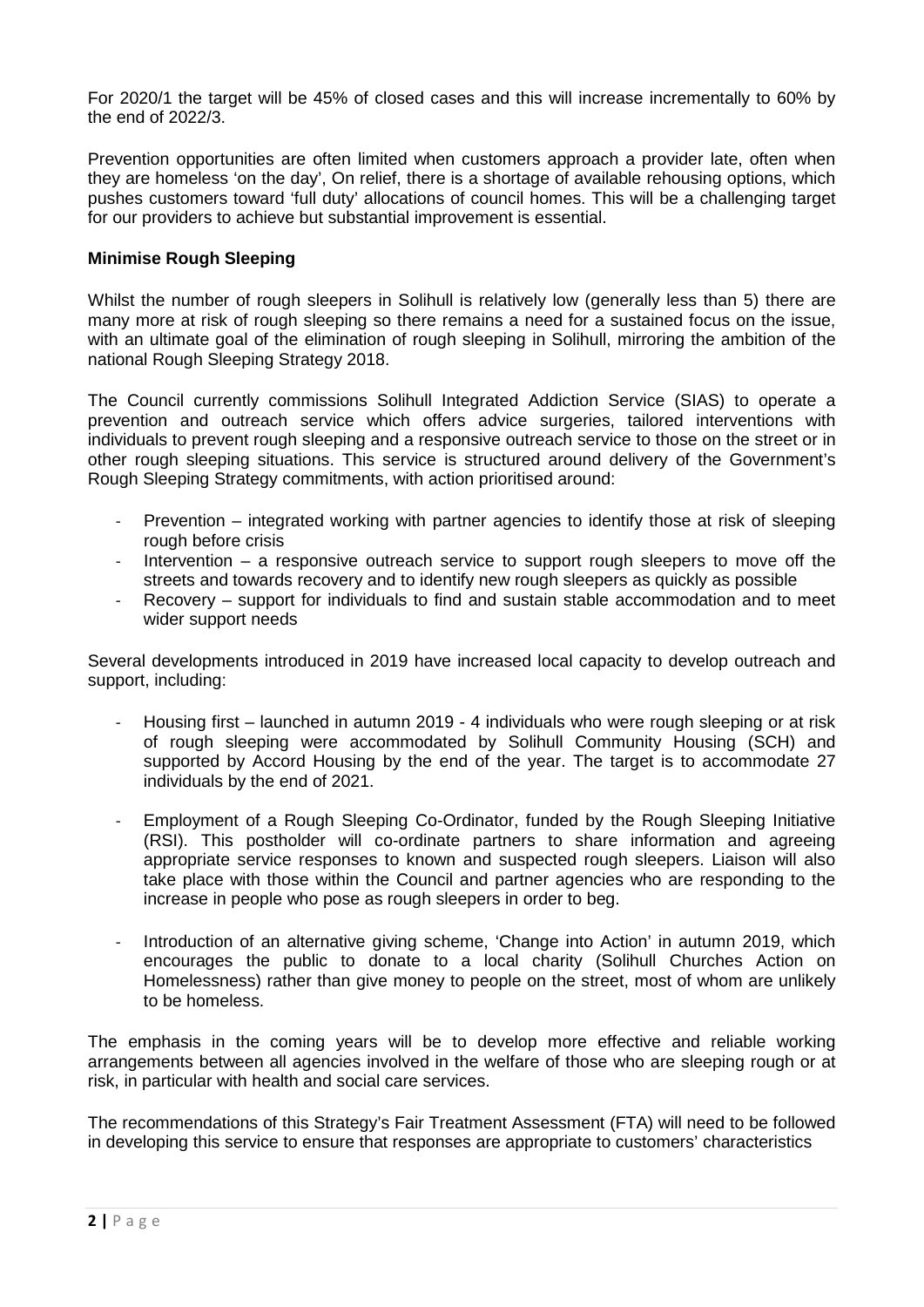For 2020/1 the target will be 45% of closed cases and this will increase incrementally to 60% by the end of 2022/3.

Prevention opportunities are often limited when customers approach a provider late, often when they are homeless 'on the day', On relief, there is a shortage of available rehousing options, which pushes customers toward 'full duty' allocations of council homes. This will be a challenging target for our providers to achieve but substantial improvement is essential.

**Minimise Rough Sleeping**

Whilst the number of rough sleepers in Solihull is relatively low (generally less than 5) there are many more at risk of rough sleeping so there remains a need for a sustained focus on the issue, with an ultimate goal of the elimination of rough sleeping in Solihull, mirroring the ambition of the national Rough Sleeping Strategy 2018.

The Council currently commissions Solihull Integrated Addiction Service (SIAS) to operate a prevention and outreach service which offers advice surgeries, tailored interventions with individuals to prevent rough sleeping and a responsive outreach service to those on the street or in other rough sleeping situations. This service is structured around delivery of the Government's Rough Sleeping Strategy commitments, with action prioritised around:

- Prevention – integrated working with partner agencies to identify those at risk of sleeping rough before crisis
- Intervention – a responsive outreach service to support rough sleepers to move off the streets and towards recovery and to identify new rough sleepers as quickly as possible
- Recovery – support for individuals to find and sustain stable accommodation and to meet wider support needs

Several developments introduced in 2019 have increased local capacity to develop outreach and support, including:

- Housing first – launched in autumn 2019 - 4 individuals who were rough sleeping or at risk of rough sleeping were accommodated by Solihull Community Housing (SCH) and supported by Accord Housing by the end of the year. The target is to accommodate 27 individuals by the end of 2021.
- Employment of a Rough Sleeping Co-Ordinator, funded by the Rough Sleeping Initiative (RSI). This postholder will co-ordinate partners to share information and agreeing appropriate service responses to known and suspected rough sleepers. Liaison will also take place with those within the Council and partner agencies who are responding to the increase in people who pose as rough sleepers in order to beg.
- Introduction of an alternative giving scheme, 'Change into Action' in autumn 2019, which encourages the public to donate to a local charity (Solihull Churches Action on Homelessness) rather than give money to people on the street, most of whom are unlikely to be homeless.

The emphasis in the coming years will be to develop more effective and reliable working arrangements between all agencies involved in the welfare of those who are sleeping rough or at risk, in particular with health and social care services.

The recommendations of this Strategy's Fair Treatment Assessment (FTA) will need to be followed in developing this service to ensure that responses are appropriate to customers' characteristics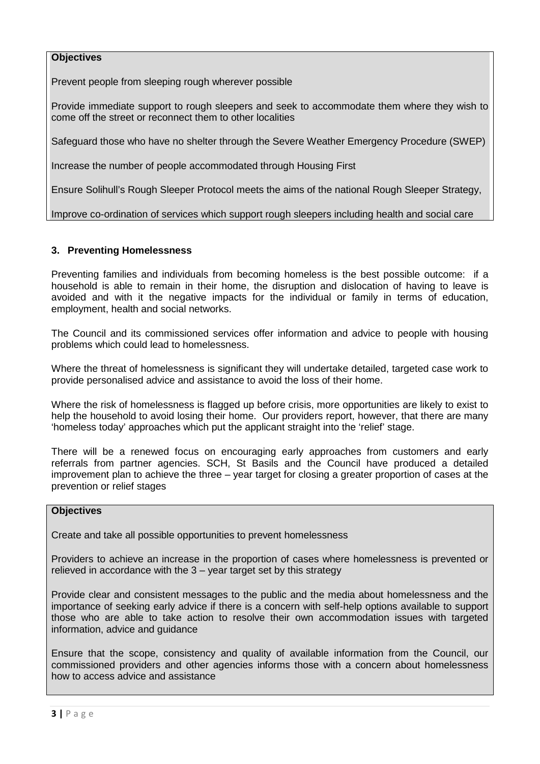**Objectives**

Prevent people from sleeping rough wherever possible

Provide immediate support to rough sleepers and seek to accommodate them where they wish to come off the street or reconnect them to other localities

Safeguard those who have no shelter through the Severe Weather Emergency Procedure (SWEP)

Increase the number of people accommodated through Housing First

Ensure Solihull's Rough Sleeper Protocol meets the aims of the national Rough Sleeper Strategy,

Improve co-ordination of services which support rough sleepers including health and social care

### 3. Preventing Homelessness

Preventing families and individuals from becoming homeless is the best possible outcome: if a household is able to remain in their home, the disruption and dislocation of having to leave is avoided and with it the negative impacts for the individual or family in terms of education, employment, health and social networks.

The Council and its commissioned services offer information and advice to people with housing problems which could lead to homelessness.

Where the threat of homelessness is significant they will undertake detailed, targeted case work to provide personalised advice and assistance to avoid the loss of their home.

Where the risk of homelessness is flagged up before crisis, more opportunities are likely to exist to help the household to avoid losing their home. Our providers report, however, that there are many 'homeless today' approaches which put the applicant straight into the 'relief' stage.

There will be a renewed focus on encouraging early approaches from customers and early referrals from partner agencies. SCH, St Basils and the Council have produced a detailed improvement plan to achieve the three – year target for closing a greater proportion of cases at the prevention or relief stages

**Objectives**

Create and take all possible opportunities to prevent homelessness

Providers to achieve an increase in the proportion of cases where homelessness is prevented or relieved in accordance with the 3 – year target set by this strategy

Provide clear and consistent messages to the public and the media about homelessness and the importance of seeking early advice if there is a concern with self-help options available to support those who are able to take action to resolve their own accommodation issues with targeted information, advice and guidance

Ensure that the scope, consistency and quality of available information from the Council, our commissioned providers and other agencies informs those with a concern about homelessness how to access advice and assistance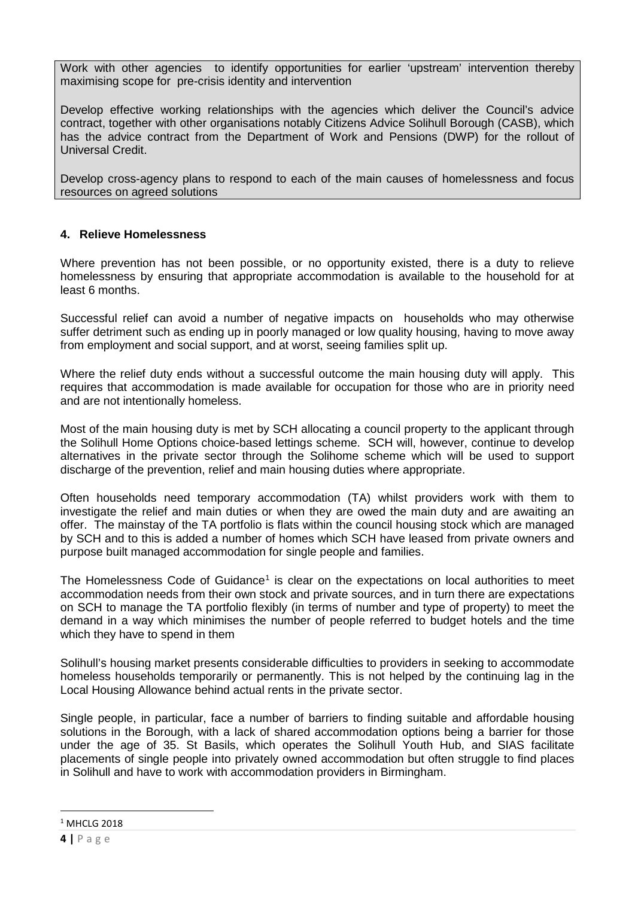Work with other agencies to identify opportunities for earlier 'upstream' intervention thereby maximising scope for pre-crisis identity and intervention

Develop effective working relationships with the agencies which deliver the Council's advice contract, together with other organisations notably Citizens Advice Solihull Borough (CASB), which has the advice contract from the Department of Work and Pensions (DWP) for the rollout of Universal Credit.

Develop cross-agency plans to respond to each of the main causes of homelessness and focus resources on agreed solutions

### 4. Relieve Homelessness

Where prevention has not been possible, or no opportunity existed, there is a duty to relieve homelessness by ensuring that appropriate accommodation is available to the household for at least 6 months.

Successful relief can avoid a number of negative impacts on households who may otherwise suffer detriment such as ending up in poorly managed or low quality housing, having to move away from employment and social support, and at worst, seeing families split up.

Where the relief duty ends without a successful outcome the main housing duty will apply. This requires that accommodation is made available for occupation for those who are in priority need and are not intentionally homeless.

Most of the main housing duty is met by SCH allocating a council property to the applicant through the Solihull Home Options choice-based lettings scheme. SCH will, however, continue to develop alternatives in the private sector through the Solihome scheme which will be used to support discharge of the prevention, relief and main housing duties where appropriate.

Often households need temporary accommodation (TA) whilst providers work with them to investigate the relief and main duties or when they are owed the main duty and are awaiting an offer. The mainstay of the TA portfolio is flats within the council housing stock which are managed by SCH and to this is added a number of homes which SCH have leased from private owners and purpose built managed accommodation for single people and families.

The Homelessness Code of Guidance[1] is clear on the expectations on local authorities to meet accommodation needs from their own stock and private sources, and in turn there are expectations on SCH to manage the TA portfolio flexibly (in terms of number and type of property) to meet the demand in a way which minimises the number of people referred to budget hotels and the time which they have to spend in them

Solihull's housing market presents considerable difficulties to providers in seeking to accommodate homeless households temporarily or permanently. This is not helped by the continuing lag in the Local Housing Allowance behind actual rents in the private sector.

Single people, in particular, face a number of barriers to finding suitable and affordable housing solutions in the Borough, with a lack of shared accommodation options being a barrier for those under the age of 35. St Basils, which operates the Solihull Youth Hub, and SIAS facilitate placements of single people into privately owned accommodation but often struggle to find places in Solihull and have to work with accommodation providers in Birmingham.

[1] MHCLG 2018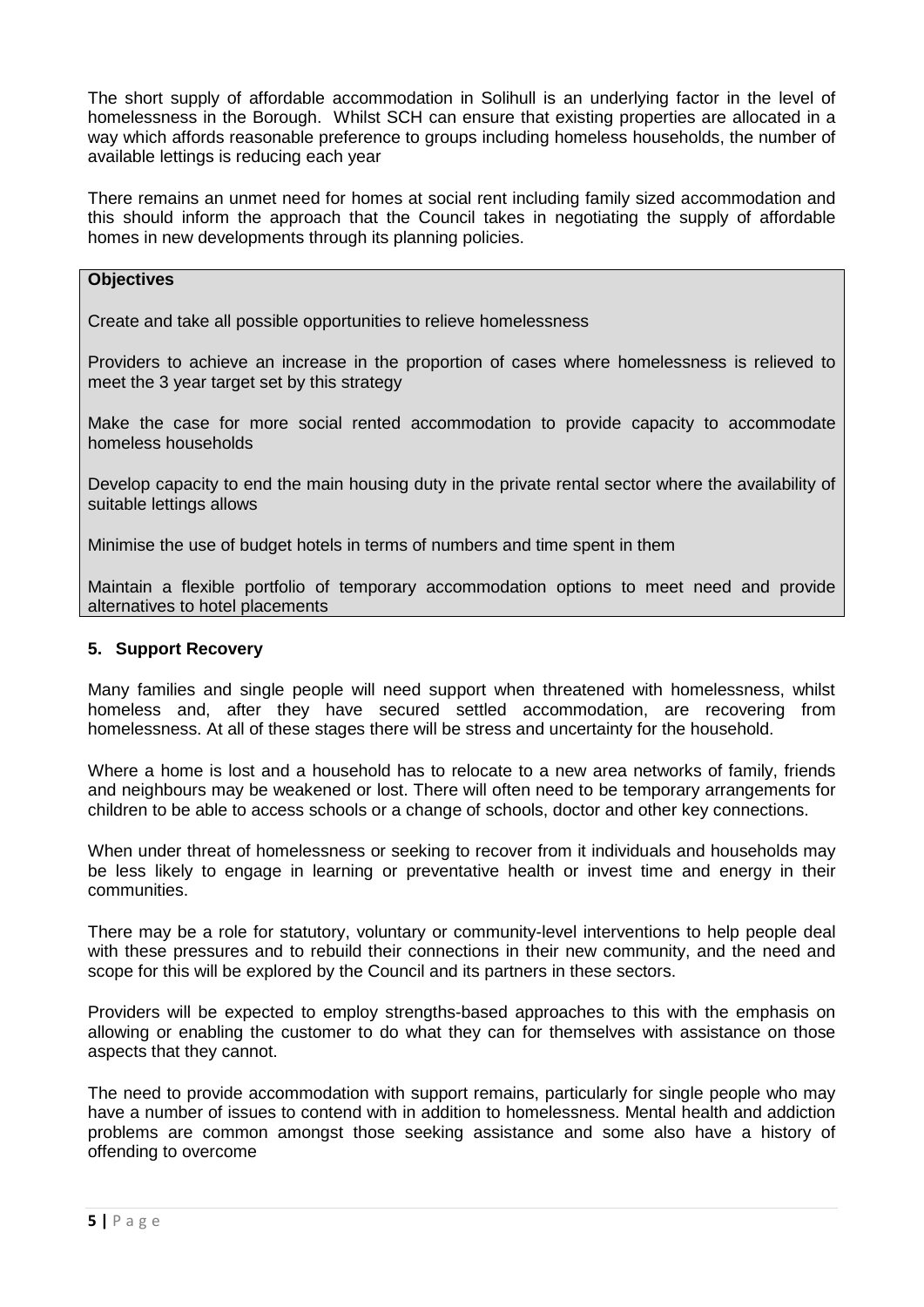The short supply of affordable accommodation in Solihull is an underlying factor in the level of homelessness in the Borough. Whilst SCH can ensure that existing properties are allocated in a way which affords reasonable preference to groups including homeless households, the number of available lettings is reducing each year

There remains an unmet need for homes at social rent including family sized accommodation and this should inform the approach that the Council takes in negotiating the supply of affordable homes in new developments through its planning policies.

**Objectives**

Create and take all possible opportunities to relieve homelessness

Providers to achieve an increase in the proportion of cases where homelessness is relieved to meet the 3 year target set by this strategy

Make the case for more social rented accommodation to provide capacity to accommodate homeless households

Develop capacity to end the main housing duty in the private rental sector where the availability of suitable lettings allows

Minimise the use of budget hotels in terms of numbers and time spent in them

Maintain a flexible portfolio of temporary accommodation options to meet need and provide alternatives to hotel placements

## 5. Support Recovery

Many families and single people will need support when threatened with homelessness, whilst homeless and, after they have secured settled accommodation, are recovering from homelessness. At all of these stages there will be stress and uncertainty for the household.

Where a home is lost and a household has to relocate to a new area networks of family, friends and neighbours may be weakened or lost. There will often need to be temporary arrangements for children to be able to access schools or a change of schools, doctor and other key connections.

When under threat of homelessness or seeking to recover from it individuals and households may be less likely to engage in learning or preventative health or invest time and energy in their communities.

There may be a role for statutory, voluntary or community-level interventions to help people deal with these pressures and to rebuild their connections in their new community, and the need and scope for this will be explored by the Council and its partners in these sectors.

Providers will be expected to employ strengths-based approaches to this with the emphasis on allowing or enabling the customer to do what they can for themselves with assistance on those aspects that they cannot.

The need to provide accommodation with support remains, particularly for single people who may have a number of issues to contend with in addition to homelessness. Mental health and addiction problems are common amongst those seeking assistance and some also have a history of offending to overcome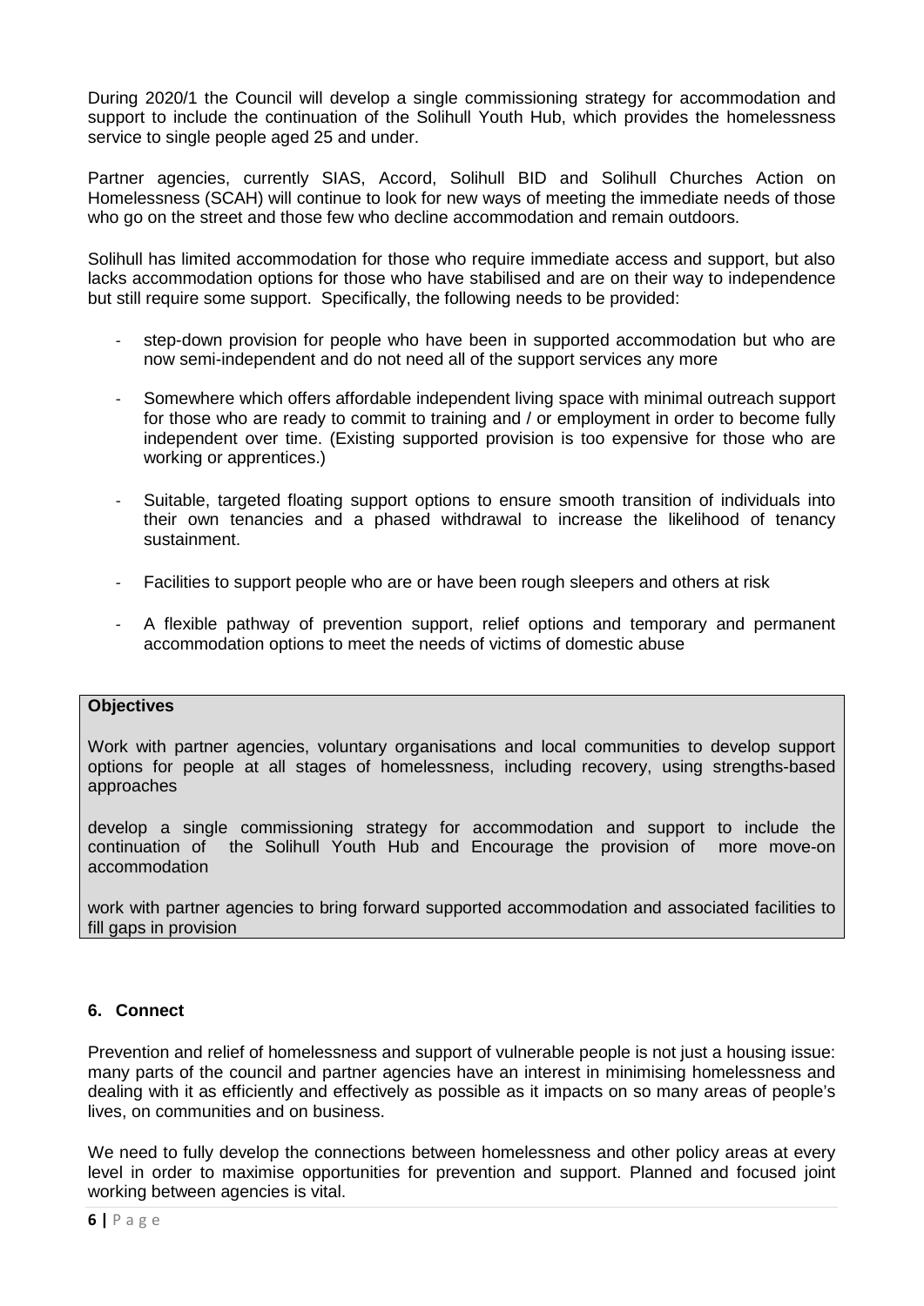During 2020/1 the Council will develop a single commissioning strategy for accommodation and support to include the continuation of the Solihull Youth Hub, which provides the homelessness service to single people aged 25 and under.

Partner agencies, currently SIAS, Accord, Solihull BID and Solihull Churches Action on Homelessness (SCAH) will continue to look for new ways of meeting the immediate needs of those who go on the street and those few who decline accommodation and remain outdoors.

Solihull has limited accommodation for those who require immediate access and support, but also lacks accommodation options for those who have stabilised and are on their way to independence but still require some support. Specifically, the following needs to be provided:

- step-down provision for people who have been in supported accommodation but who are now semi-independent and do not need all of the support services any more
- Somewhere which offers affordable independent living space with minimal outreach support for those who are ready to commit to training and / or employment in order to become fully independent over time. (Existing supported provision is too expensive for those who are working or apprentices.)
- Suitable, targeted floating support options to ensure smooth transition of individuals into their own tenancies and a phased withdrawal to increase the likelihood of tenancy sustainment.
- Facilities to support people who are or have been rough sleepers and others at risk
- A flexible pathway of prevention support, relief options and temporary and permanent accommodation options to meet the needs of victims of domestic abuse

**Objectives**

Work with partner agencies, voluntary organisations and local communities to develop support options for people at all stages of homelessness, including recovery, using strengths-based approaches

develop a single commissioning strategy for accommodation and support to include the continuation of the Solihull Youth Hub and Encourage the provision of more move-on accommodation

work with partner agencies to bring forward supported accommodation and associated facilities to fill gaps in provision

## 6. Connect

Prevention and relief of homelessness and support of vulnerable people is not just a housing issue: many parts of the council and partner agencies have an interest in minimising homelessness and dealing with it as efficiently and effectively as possible as it impacts on so many areas of people's lives, on communities and on business.

We need to fully develop the connections between homelessness and other policy areas at every level in order to maximise opportunities for prevention and support. Planned and focused joint working between agencies is vital.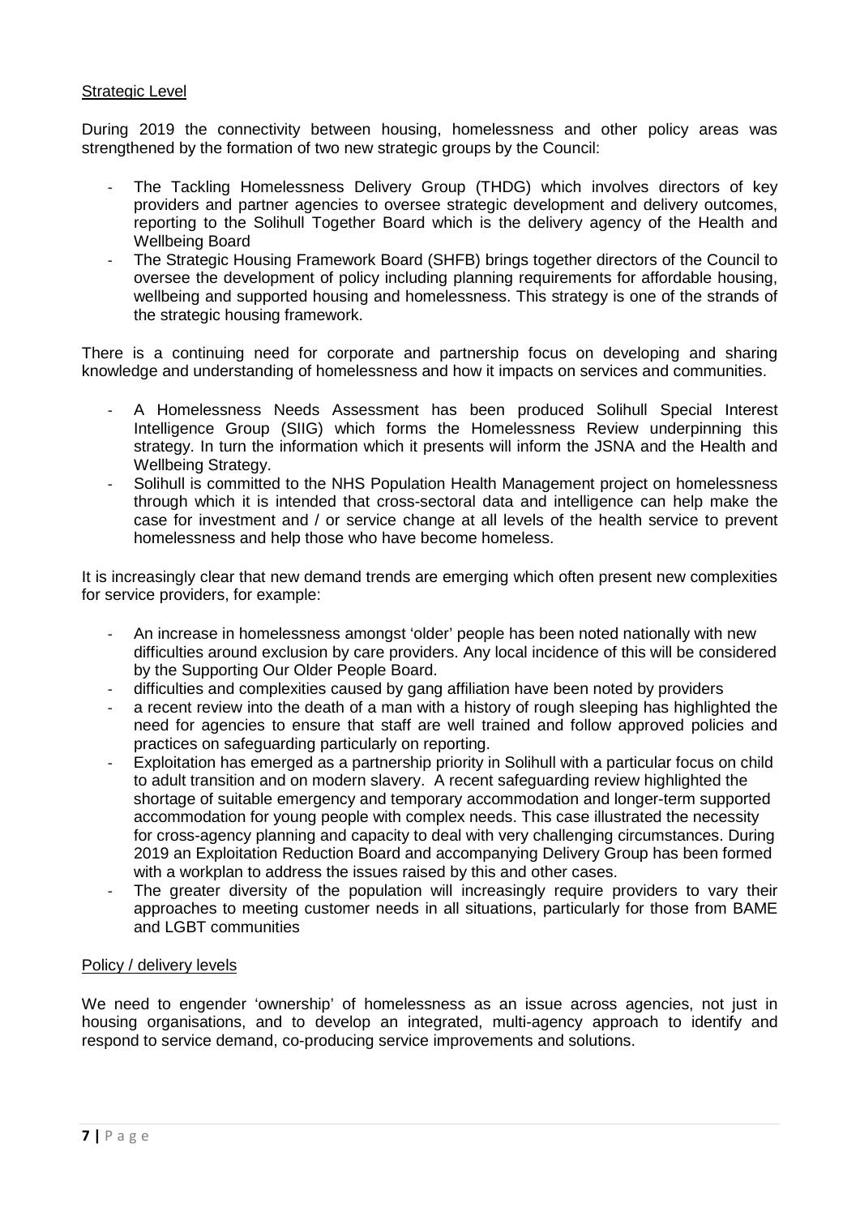Strategic Level

During 2019 the connectivity between housing, homelessness and other policy areas was strengthened by the formation of two new strategic groups by the Council:

- The Tackling Homelessness Delivery Group (THDG) which involves directors of key providers and partner agencies to oversee strategic development and delivery outcomes, reporting to the Solihull Together Board which is the delivery agency of the Health and Wellbeing Board
- The Strategic Housing Framework Board (SHFB) brings together directors of the Council to oversee the development of policy including planning requirements for affordable housing, wellbeing and supported housing and homelessness. This strategy is one of the strands of the strategic housing framework.

There is a continuing need for corporate and partnership focus on developing and sharing knowledge and understanding of homelessness and how it impacts on services and communities.

- A Homelessness Needs Assessment has been produced Solihull Special Interest Intelligence Group (SIIG) which forms the Homelessness Review underpinning this strategy. In turn the information which it presents will inform the JSNA and the Health and Wellbeing Strategy.
- Solihull is committed to the NHS Population Health Management project on homelessness through which it is intended that cross-sectoral data and intelligence can help make the case for investment and / or service change at all levels of the health service to prevent homelessness and help those who have become homeless.

It is increasingly clear that new demand trends are emerging which often present new complexities for service providers, for example:

- An increase in homelessness amongst 'older' people has been noted nationally with new difficulties around exclusion by care providers. Any local incidence of this will be considered by the Supporting Our Older People Board.
- difficulties and complexities caused by gang affiliation have been noted by providers
- a recent review into the death of a man with a history of rough sleeping has highlighted the need for agencies to ensure that staff are well trained and follow approved policies and practices on safeguarding particularly on reporting.
- Exploitation has emerged as a partnership priority in Solihull with a particular focus on child to adult transition and on modern slavery. A recent safeguarding review highlighted the shortage of suitable emergency and temporary accommodation and longer-term supported accommodation for young people with complex needs. This case illustrated the necessity for cross-agency planning and capacity to deal with very challenging circumstances. During 2019 an Exploitation Reduction Board and accompanying Delivery Group has been formed with a workplan to address the issues raised by this and other cases.
- The greater diversity of the population will increasingly require providers to vary their approaches to meeting customer needs in all situations, particularly for those from BAME and LGBT communities

Policy / delivery levels

We need to engender 'ownership' of homelessness as an issue across agencies, not just in housing organisations, and to develop an integrated, multi-agency approach to identify and respond to service demand, co-producing service improvements and solutions.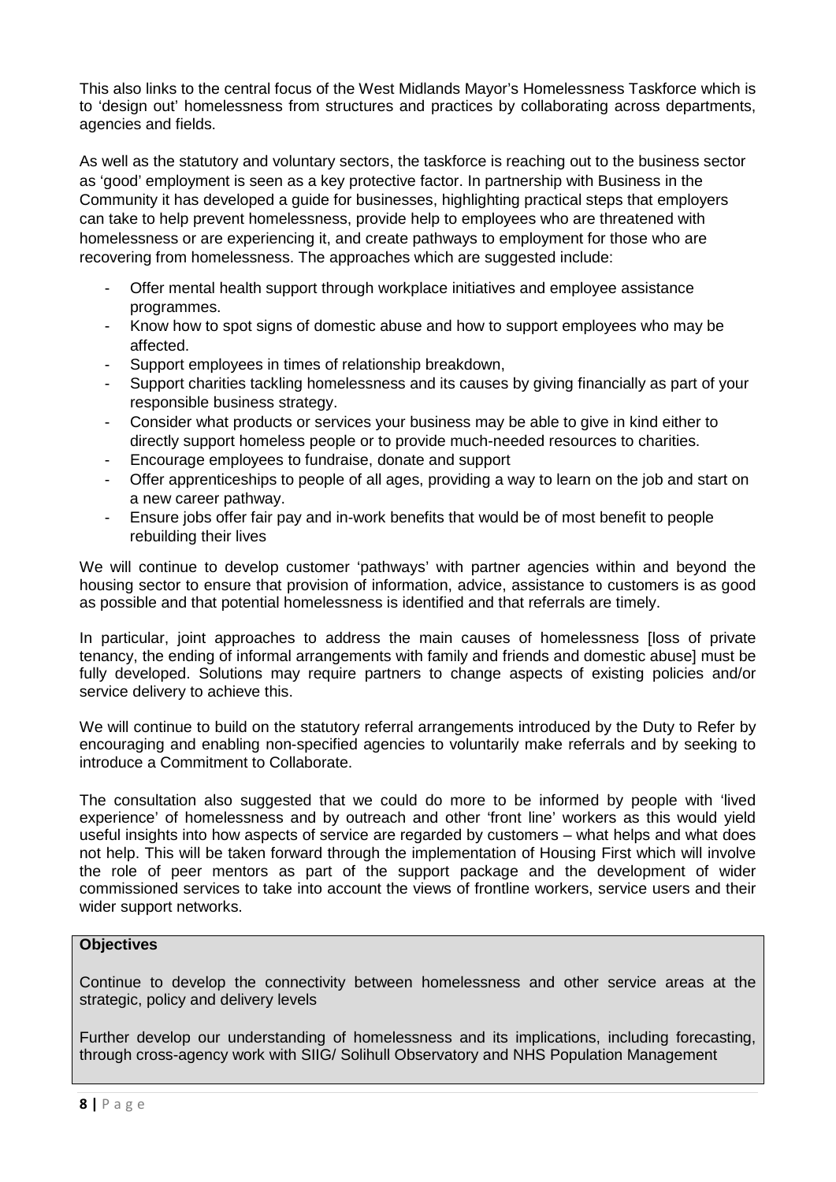This also links to the central focus of the West Midlands Mayor's Homelessness Taskforce which is to 'design out' homelessness from structures and practices by collaborating across departments, agencies and fields.

As well as the statutory and voluntary sectors, the taskforce is reaching out to the business sector as 'good' employment is seen as a key protective factor. In partnership with Business in the Community it has developed a guide for businesses, highlighting practical steps that employers can take to help prevent homelessness, provide help to employees who are threatened with homelessness or are experiencing it, and create pathways to employment for those who are recovering from homelessness. The approaches which are suggested include:

- Offer mental health support through workplace initiatives and employee assistance programmes.
- Know how to spot signs of domestic abuse and how to support employees who may be affected.
- Support employees in times of relationship breakdown,
- Support charities tackling homelessness and its causes by giving financially as part of your responsible business strategy.
- Consider what products or services your business may be able to give in kind either to directly support homeless people or to provide much-needed resources to charities.
- Encourage employees to fundraise, donate and support
- Offer apprenticeships to people of all ages, providing a way to learn on the job and start on a new career pathway.
- Ensure jobs offer fair pay and in-work benefits that would be of most benefit to people rebuilding their lives

We will continue to develop customer 'pathways' with partner agencies within and beyond the housing sector to ensure that provision of information, advice, assistance to customers is as good as possible and that potential homelessness is identified and that referrals are timely.

In particular, joint approaches to address the main causes of homelessness [loss of private tenancy, the ending of informal arrangements with family and friends and domestic abuse] must be fully developed. Solutions may require partners to change aspects of existing policies and/or service delivery to achieve this.

We will continue to build on the statutory referral arrangements introduced by the Duty to Refer by encouraging and enabling non-specified agencies to voluntarily make referrals and by seeking to introduce a Commitment to Collaborate.

The consultation also suggested that we could do more to be informed by people with 'lived experience' of homelessness and by outreach and other 'front line' workers as this would yield useful insights into how aspects of service are regarded by customers – what helps and what does not help. This will be taken forward through the implementation of Housing First which will involve the role of peer mentors as part of the support package and the development of wider commissioned services to take into account the views of frontline workers, service users and their wider support networks.

**Objectives**

Continue to develop the connectivity between homelessness and other service areas at the strategic, policy and delivery levels

Further develop our understanding of homelessness and its implications, including forecasting, through cross-agency work with SIIG/ Solihull Observatory and NHS Population Management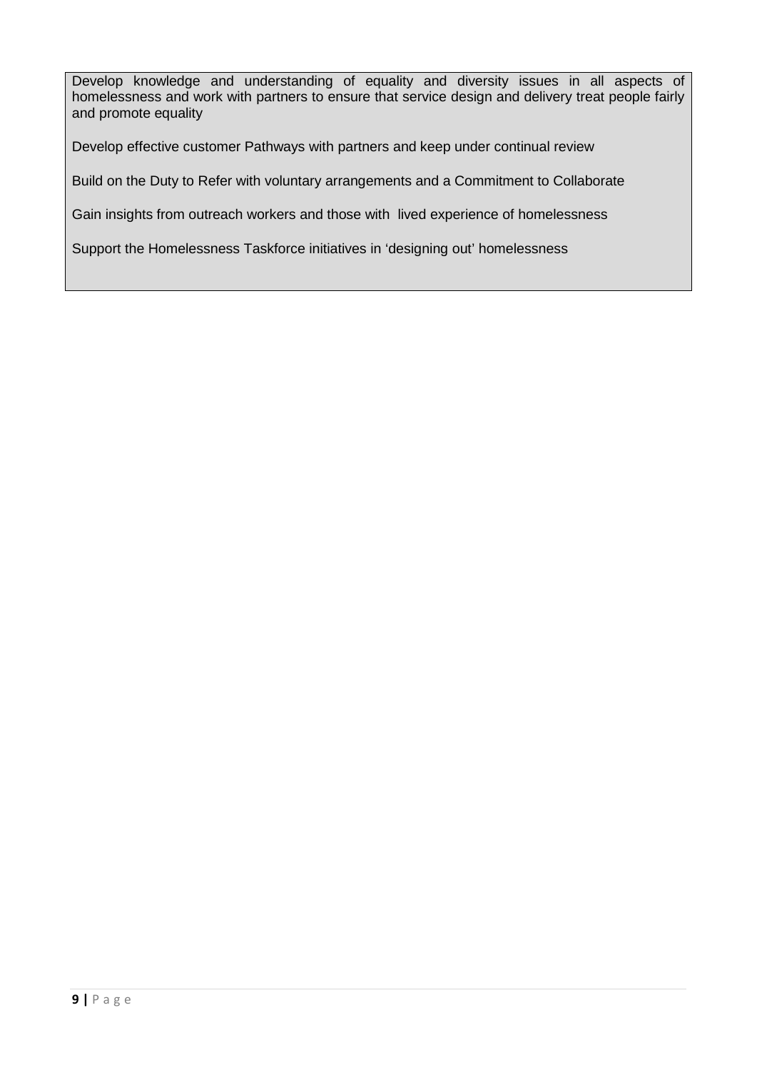Develop knowledge and understanding of equality and diversity issues in all aspects of homelessness and work with partners to ensure that service design and delivery treat people fairly and promote equality

Develop effective customer Pathways with partners and keep under continual review

Build on the Duty to Refer with voluntary arrangements and a Commitment to Collaborate

Gain insights from outreach workers and those with lived experience of homelessness

Support the Homelessness Taskforce initiatives in 'designing out' homelessness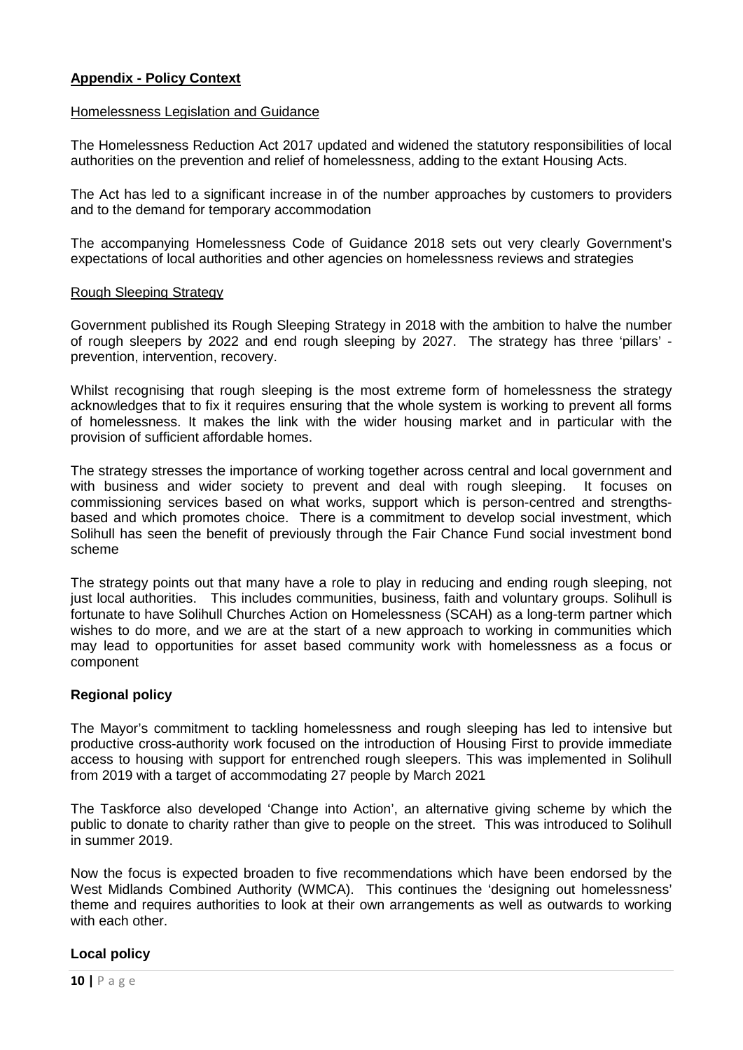## **Appendix - Policy Context**

Homelessness Legislation and Guidance

The Homelessness Reduction Act 2017 updated and widened the statutory responsibilities of local authorities on the prevention and relief of homelessness, adding to the extant Housing Acts.

The Act has led to a significant increase in of the number approaches by customers to providers and to the demand for temporary accommodation

The accompanying Homelessness Code of Guidance 2018 sets out very clearly Government's expectations of local authorities and other agencies on homelessness reviews and strategies

Rough Sleeping Strategy

Government published its Rough Sleeping Strategy in 2018 with the ambition to halve the number of rough sleepers by 2022 and end rough sleeping by 2027. The strategy has three 'pillars' - prevention, intervention, recovery.

Whilst recognising that rough sleeping is the most extreme form of homelessness the strategy acknowledges that to fix it requires ensuring that the whole system is working to prevent all forms of homelessness. It makes the link with the wider housing market and in particular with the provision of sufficient affordable homes.

The strategy stresses the importance of working together across central and local government and with business and wider society to prevent and deal with rough sleeping. It focuses on commissioning services based on what works, support which is person-centred and strengths-based and which promotes choice. There is a commitment to develop social investment, which Solihull has seen the benefit of previously through the Fair Chance Fund social investment bond scheme

The strategy points out that many have a role to play in reducing and ending rough sleeping, not just local authorities. This includes communities, business, faith and voluntary groups. Solihull is fortunate to have Solihull Churches Action on Homelessness (SCAH) as a long-term partner which wishes to do more, and we are at the start of a new approach to working in communities which may lead to opportunities for asset based community work with homelessness as a focus or component

### **Regional policy**

The Mayor's commitment to tackling homelessness and rough sleeping has led to intensive but productive cross-authority work focused on the introduction of Housing First to provide immediate access to housing with support for entrenched rough sleepers. This was implemented in Solihull from 2019 with a target of accommodating 27 people by March 2021

The Taskforce also developed 'Change into Action', an alternative giving scheme by which the public to donate to charity rather than give to people on the street. This was introduced to Solihull in summer 2019.

Now the focus is expected broaden to five recommendations which have been endorsed by the West Midlands Combined Authority (WMCA). This continues the 'designing out homelessness' theme and requires authorities to look at their own arrangements as well as outwards to working with each other.

### **Local policy**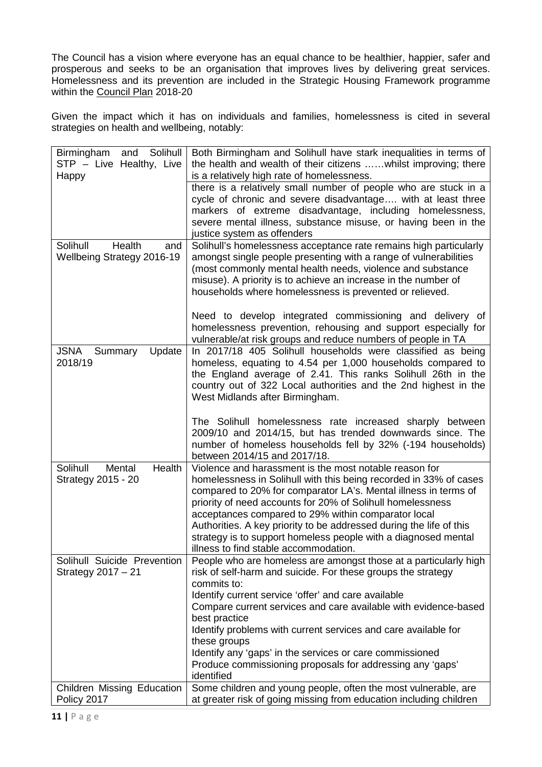The Council has a vision where everyone has an equal chance to be healthier, happier, safer and prosperous and seeks to be an organisation that improves lives by delivering great services. Homelessness and its prevention are included in the Strategic Housing Framework programme within the Council Plan 2018-20

Given the impact which it has on individuals and families, homelessness is cited in several strategies on health and wellbeing, notably:

| | |
|---|---|
| Birmingham and Solihull STP – Live Healthy, Live Happy | Both Birmingham and Solihull have stark inequalities in terms of the health and wealth of their citizens ……whilst improving; there is a relatively high rate of homelessness. |
| | there is a relatively small number of people who are stuck in a cycle of chronic and severe disadvantage…. with at least three markers of extreme disadvantage, including homelessness, severe mental illness, substance misuse, or having been in the justice system as offenders |
| Solihull Health and Wellbeing Strategy 2016-19 | Solihull's homelessness acceptance rate remains high particularly amongst single people presenting with a range of vulnerabilities (most commonly mental health needs, violence and substance misuse). A priority is to achieve an increase in the number of households where homelessness is prevented or relieved.<br><br>Need to develop integrated commissioning and delivery of homelessness prevention, rehousing and support especially for vulnerable/at risk groups and reduce numbers of people in TA |
| JSNA Summary Update 2018/19 | In 2017/18 405 Solihull households were classified as being homeless, equating to 4.54 per 1,000 households compared to the England average of 2.41. This ranks Solihull 26th in the country out of 322 Local authorities and the 2nd highest in the West Midlands after Birmingham.<br><br>The Solihull homelessness rate increased sharply between 2009/10 and 2014/15, but has trended downwards since. The number of homeless households fell by 32% (-194 households) between 2014/15 and 2017/18. |
| Solihull Mental Health Strategy 2015 - 20 | Violence and harassment is the most notable reason for homelessness in Solihull with this being recorded in 33% of cases compared to 20% for comparator LA's. Mental illness in terms of priority of need accounts for 20% of Solihull homelessness acceptances compared to 29% within comparator local Authorities. A key priority to be addressed during the life of this strategy is to support homeless people with a diagnosed mental illness to find stable accommodation. |
| Solihull Suicide Prevention Strategy 2017 – 21 | People who are homeless are amongst those at a particularly high risk of self-harm and suicide. For these groups the strategy commits to:<br>Identify current service 'offer' and care available<br>Compare current services and care available with evidence-based best practice<br>Identify problems with current services and care available for these groups<br>Identify any 'gaps' in the services or care commissioned<br>Produce commissioning proposals for addressing any 'gaps' identified |
| Children Missing Education Policy 2017 | Some children and young people, often the most vulnerable, are at greater risk of going missing from education including children |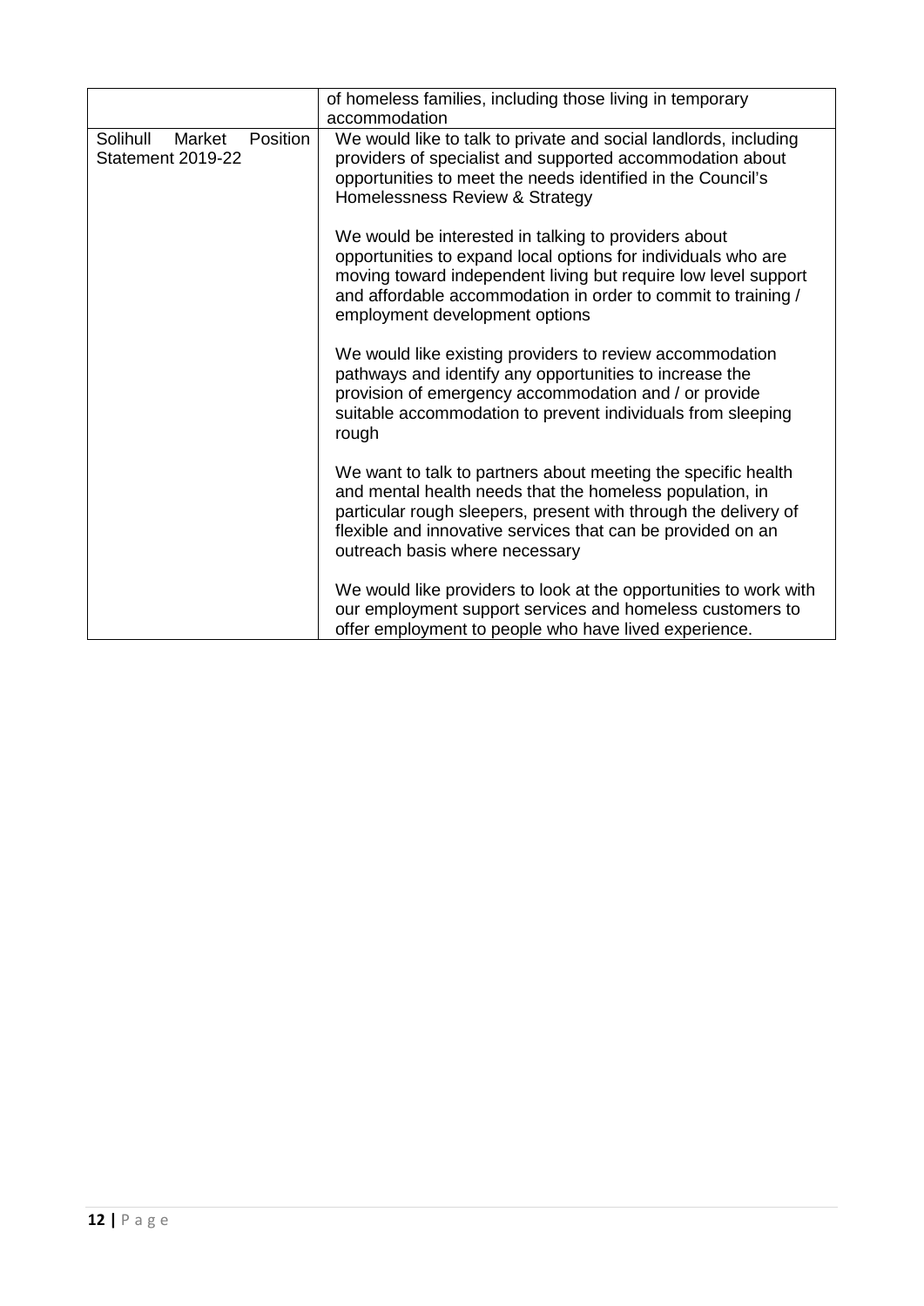| | |
|---|---|
| | of homeless families, including those living in temporary accommodation |
| Solihull Market Position Statement 2019-22 | We would like to talk to private and social landlords, including providers of specialist and supported accommodation about opportunities to meet the needs identified in the Council's Homelessness Review & Strategy<br><br>We would be interested in talking to providers about opportunities to expand local options for individuals who are moving toward independent living but require low level support and affordable accommodation in order to commit to training / employment development options<br><br>We would like existing providers to review accommodation pathways and identify any opportunities to increase the provision of emergency accommodation and / or provide suitable accommodation to prevent individuals from sleeping rough<br><br>We want to talk to partners about meeting the specific health and mental health needs that the homeless population, in particular rough sleepers, present with through the delivery of flexible and innovative services that can be provided on an outreach basis where necessary<br><br>We would like providers to look at the opportunities to work with our employment support services and homeless customers to offer employment to people who have lived experience. |